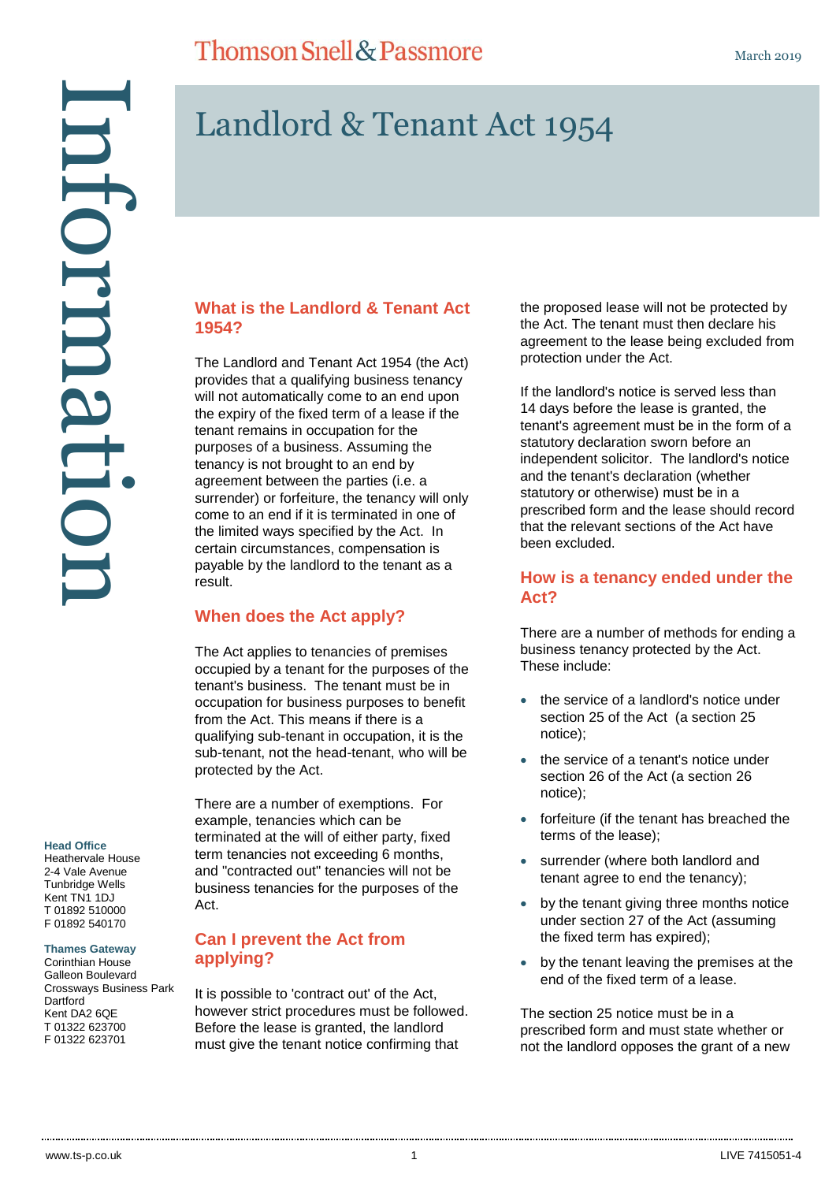# Landlord & Tenant Act 1954

Thomson Snell & Passmore

March 2019

Information

**Head Office**
Heathervale House
2-4 Vale Avenue
Tunbridge Wells
Kent TN1 1DJ
T 01892 510000
F 01892 540170

**Thames Gateway**
Corinthian House
Galleon Boulevard
Crossways Business Park
Dartford
Kent DA2 6QE
T 01322 623700
F 01322 623701

## What is the Landlord & Tenant Act 1954?

The Landlord and Tenant Act 1954 (the Act) provides that a qualifying business tenancy will not automatically come to an end upon the expiry of the fixed term of a lease if the tenant remains in occupation for the purposes of a business. Assuming the tenancy is not brought to an end by agreement between the parties (i.e. a surrender) or forfeiture, the tenancy will only come to an end if it is terminated in one of the limited ways specified by the Act. In certain circumstances, compensation is payable by the landlord to the tenant as a result.

## When does the Act apply?

The Act applies to tenancies of premises occupied by a tenant for the purposes of the tenant's business. The tenant must be in occupation for business purposes to benefit from the Act. This means if there is a qualifying sub-tenant in occupation, it is the sub-tenant, not the head-tenant, who will be protected by the Act.

There are a number of exemptions. For example, tenancies which can be terminated at the will of either party, fixed term tenancies not exceeding 6 months, and "contracted out" tenancies will not be business tenancies for the purposes of the Act.

## Can I prevent the Act from applying?

It is possible to 'contract out' of the Act, however strict procedures must be followed. Before the lease is granted, the landlord must give the tenant notice confirming that the proposed lease will not be protected by the Act. The tenant must then declare his agreement to the lease being excluded from protection under the Act.

If the landlord's notice is served less than 14 days before the lease is granted, the tenant's agreement must be in the form of a statutory declaration sworn before an independent solicitor. The landlord's notice and the tenant's declaration (whether statutory or otherwise) must be in a prescribed form and the lease should record that the relevant sections of the Act have been excluded.

## How is a tenancy ended under the Act?

There are a number of methods for ending a business tenancy protected by the Act. These include:

- the service of a landlord's notice under section 25 of the Act (a section 25 notice);
- the service of a tenant's notice under section 26 of the Act (a section 26 notice);
- forfeiture (if the tenant has breached the terms of the lease);
- surrender (where both landlord and tenant agree to end the tenancy);
- by the tenant giving three months notice under section 27 of the Act (assuming the fixed term has expired);
- by the tenant leaving the premises at the end of the fixed term of a lease.

The section 25 notice must be in a prescribed form and must state whether or not the landlord opposes the grant of a new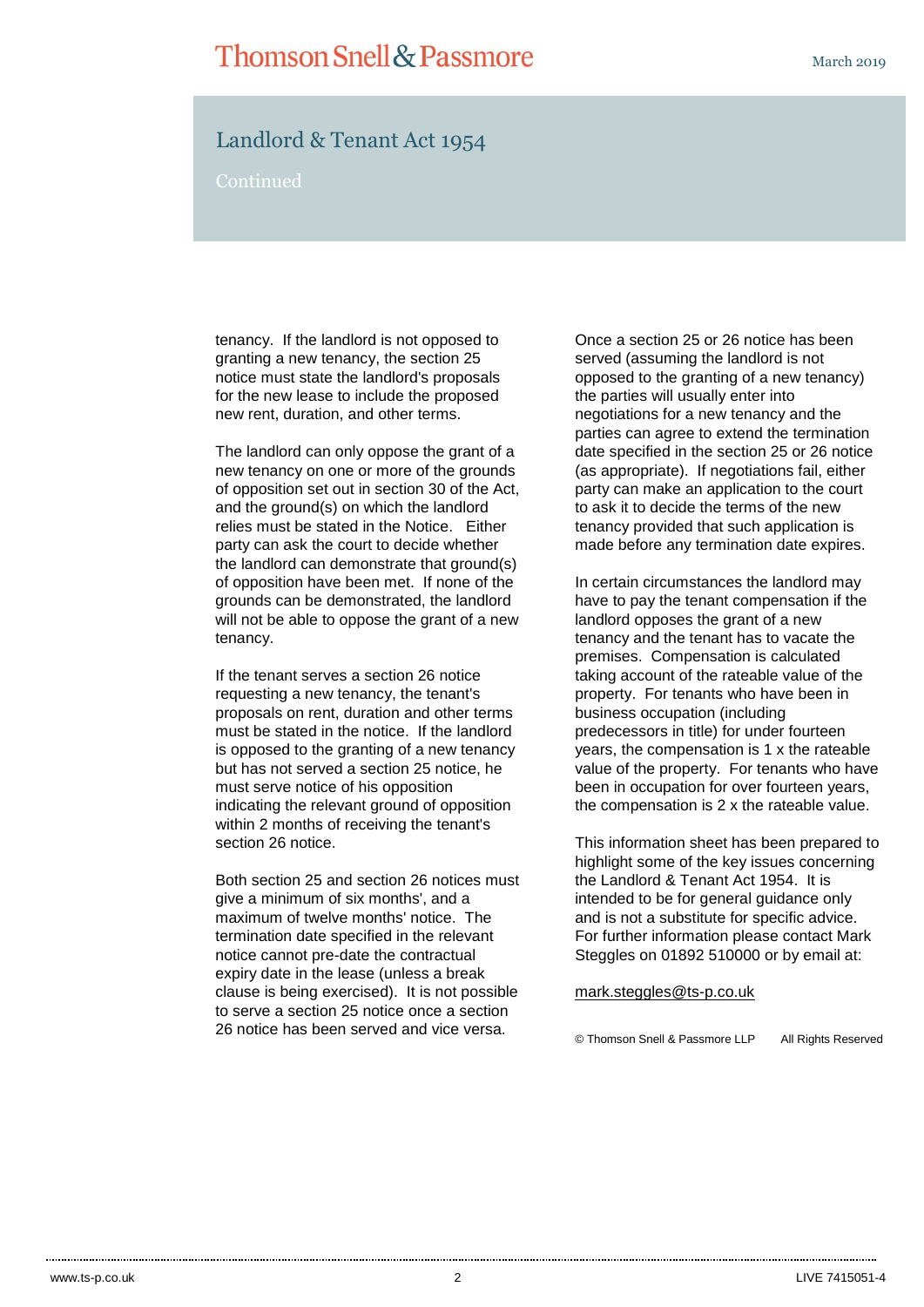## Landlord & Tenant Act 1954

Continued

tenancy. If the landlord is not opposed to granting a new tenancy, the section 25 notice must state the landlord's proposals for the new lease to include the proposed new rent, duration, and other terms.

The landlord can only oppose the grant of a new tenancy on one or more of the grounds of opposition set out in section 30 of the Act, and the ground(s) on which the landlord relies must be stated in the Notice. Either party can ask the court to decide whether the landlord can demonstrate that ground(s) of opposition have been met. If none of the grounds can be demonstrated, the landlord will not be able to oppose the grant of a new tenancy.

If the tenant serves a section 26 notice requesting a new tenancy, the tenant's proposals on rent, duration and other terms must be stated in the notice. If the landlord is opposed to the granting of a new tenancy but has not served a section 25 notice, he must serve notice of his opposition indicating the relevant ground of opposition within 2 months of receiving the tenant's section 26 notice.

Both section 25 and section 26 notices must give a minimum of six months', and a maximum of twelve months' notice. The termination date specified in the relevant notice cannot pre-date the contractual expiry date in the lease (unless a break clause is being exercised). It is not possible to serve a section 25 notice once a section 26 notice has been served and vice versa.

Once a section 25 or 26 notice has been served (assuming the landlord is not opposed to the granting of a new tenancy) the parties will usually enter into negotiations for a new tenancy and the parties can agree to extend the termination date specified in the section 25 or 26 notice (as appropriate). If negotiations fail, either party can make an application to the court to ask it to decide the terms of the new tenancy provided that such application is made before any termination date expires.

In certain circumstances the landlord may have to pay the tenant compensation if the landlord opposes the grant of a new tenancy and the tenant has to vacate the premises. Compensation is calculated taking account of the rateable value of the property. For tenants who have been in business occupation (including predecessors in title) for under fourteen years, the compensation is 1 x the rateable value of the property. For tenants who have been in occupation for over fourteen years, the compensation is 2 x the rateable value.

This information sheet has been prepared to highlight some of the key issues concerning the Landlord & Tenant Act 1954. It is intended to be for general guidance only and is not a substitute for specific advice. For further information please contact Mark Steggles on 01892 510000 or by email at:

mark.steggles@ts-p.co.uk

© Thomson Snell & Passmore LLP All Rights Reserved